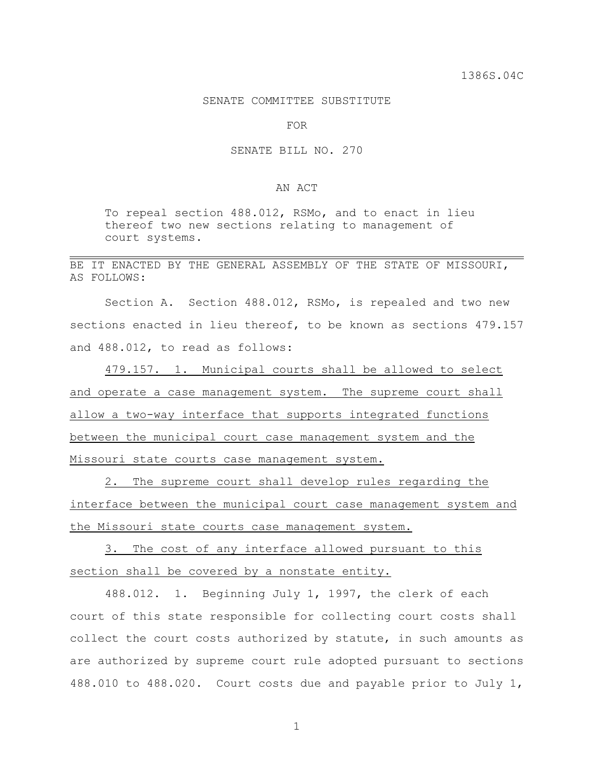1386S.04C

SENATE COMMITTEE SUBSTITUTE

FOR

SENATE BILL NO. 270

AN ACT

To repeal section 488.012, RSMo, and to enact in lieu thereof two new sections relating to management of court systems.

---

BE IT ENACTED BY THE GENERAL ASSEMBLY OF THE STATE OF MISSOURI, AS FOLLOWS:

Section A. Section 488.012, RSMo, is repealed and two new sections enacted in lieu thereof, to be known as sections 479.157 and 488.012, to read as follows:

<u>479.157. 1. Municipal courts shall be allowed to select and operate a case management system. The supreme court shall allow a two-way interface that supports integrated functions between the municipal court case management system and the Missouri state courts case management system.</u>

<u>2. The supreme court shall develop rules regarding the interface between the municipal court case management system and the Missouri state courts case management system.</u>

<u>3. The cost of any interface allowed pursuant to this section shall be covered by a nonstate entity.</u>

488.012. 1. Beginning July 1, 1997, the clerk of each court of this state responsible for collecting court costs shall collect the court costs authorized by statute, in such amounts as are authorized by supreme court rule adopted pursuant to sections 488.010 to 488.020. Court costs due and payable prior to July 1,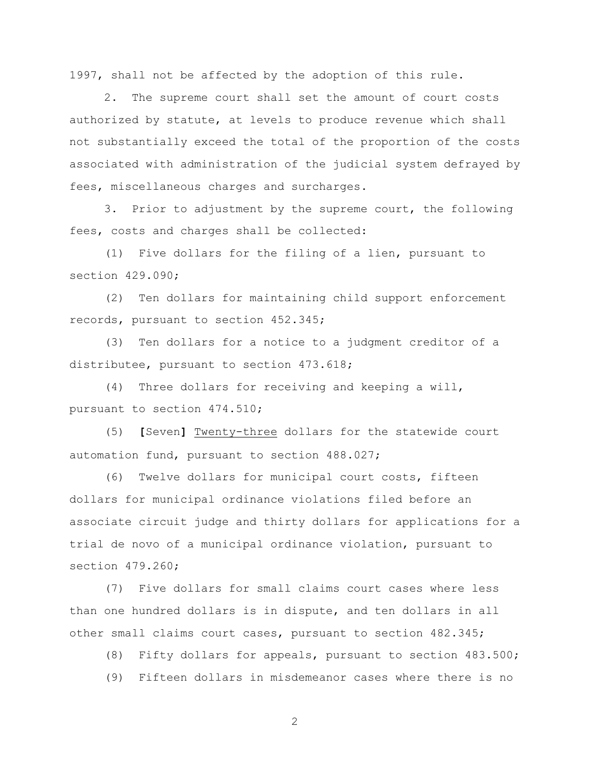1997, shall not be affected by the adoption of this rule.

2. The supreme court shall set the amount of court costs authorized by statute, at levels to produce revenue which shall not substantially exceed the total of the proportion of the costs associated with administration of the judicial system defrayed by fees, miscellaneous charges and surcharges.

3. Prior to adjustment by the supreme court, the following fees, costs and charges shall be collected:

(1) Five dollars for the filing of a lien, pursuant to section 429.090;

(2) Ten dollars for maintaining child support enforcement records, pursuant to section 452.345;

(3) Ten dollars for a notice to a judgment creditor of a distributee, pursuant to section 473.618;

(4) Three dollars for receiving and keeping a will, pursuant to section 474.510;

(5) **[**Seven**]** Twenty-three dollars for the statewide court automation fund, pursuant to section 488.027;

(6) Twelve dollars for municipal court costs, fifteen dollars for municipal ordinance violations filed before an associate circuit judge and thirty dollars for applications for a trial de novo of a municipal ordinance violation, pursuant to section 479.260;

(7) Five dollars for small claims court cases where less than one hundred dollars is in dispute, and ten dollars in all other small claims court cases, pursuant to section 482.345;

(8) Fifty dollars for appeals, pursuant to section 483.500;

(9) Fifteen dollars in misdemeanor cases where there is no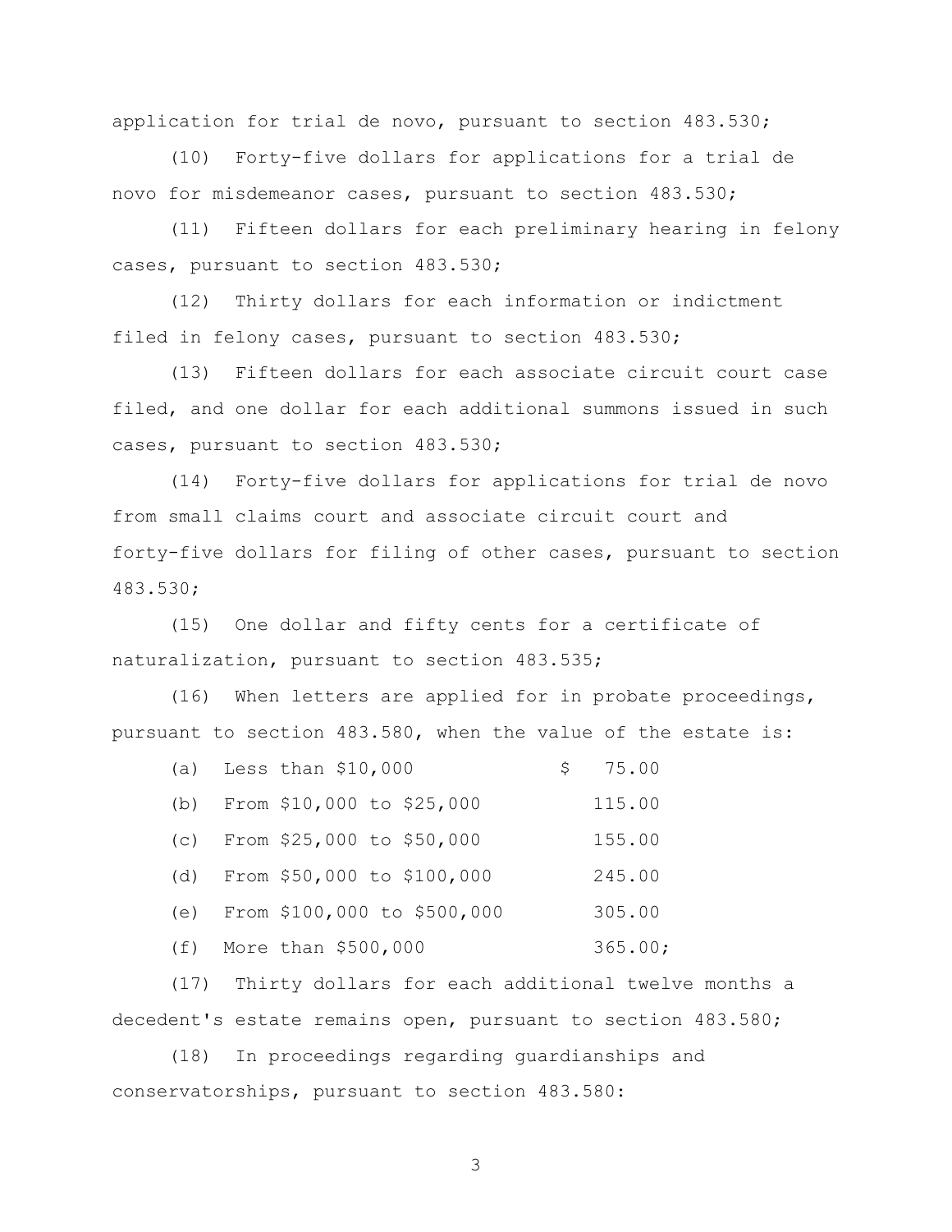application for trial de novo, pursuant to section 483.530;

(10) Forty-five dollars for applications for a trial de novo for misdemeanor cases, pursuant to section 483.530;

(11) Fifteen dollars for each preliminary hearing in felony cases, pursuant to section 483.530;

(12) Thirty dollars for each information or indictment filed in felony cases, pursuant to section 483.530;

(13) Fifteen dollars for each associate circuit court case filed, and one dollar for each additional summons issued in such cases, pursuant to section 483.530;

(14) Forty-five dollars for applications for trial de novo from small claims court and associate circuit court and forty-five dollars for filing of other cases, pursuant to section 483.530;

(15) One dollar and fifty cents for a certificate of naturalization, pursuant to section 483.535;

(16) When letters are applied for in probate proceedings, pursuant to section 483.580, when the value of the estate is:

| | | |
|---|---|---|
| (a) | Less than $10,000 | $ 75.00 |
| (b) | From $10,000 to $25,000 | 115.00 |
| (c) | From $25,000 to $50,000 | 155.00 |
| (d) | From $50,000 to $100,000 | 245.00 |
| (e) | From $100,000 to $500,000 | 305.00 |
| (f) | More than $500,000 | 365.00; |

(17) Thirty dollars for each additional twelve months a decedent's estate remains open, pursuant to section 483.580;

(18) In proceedings regarding guardianships and conservatorships, pursuant to section 483.580: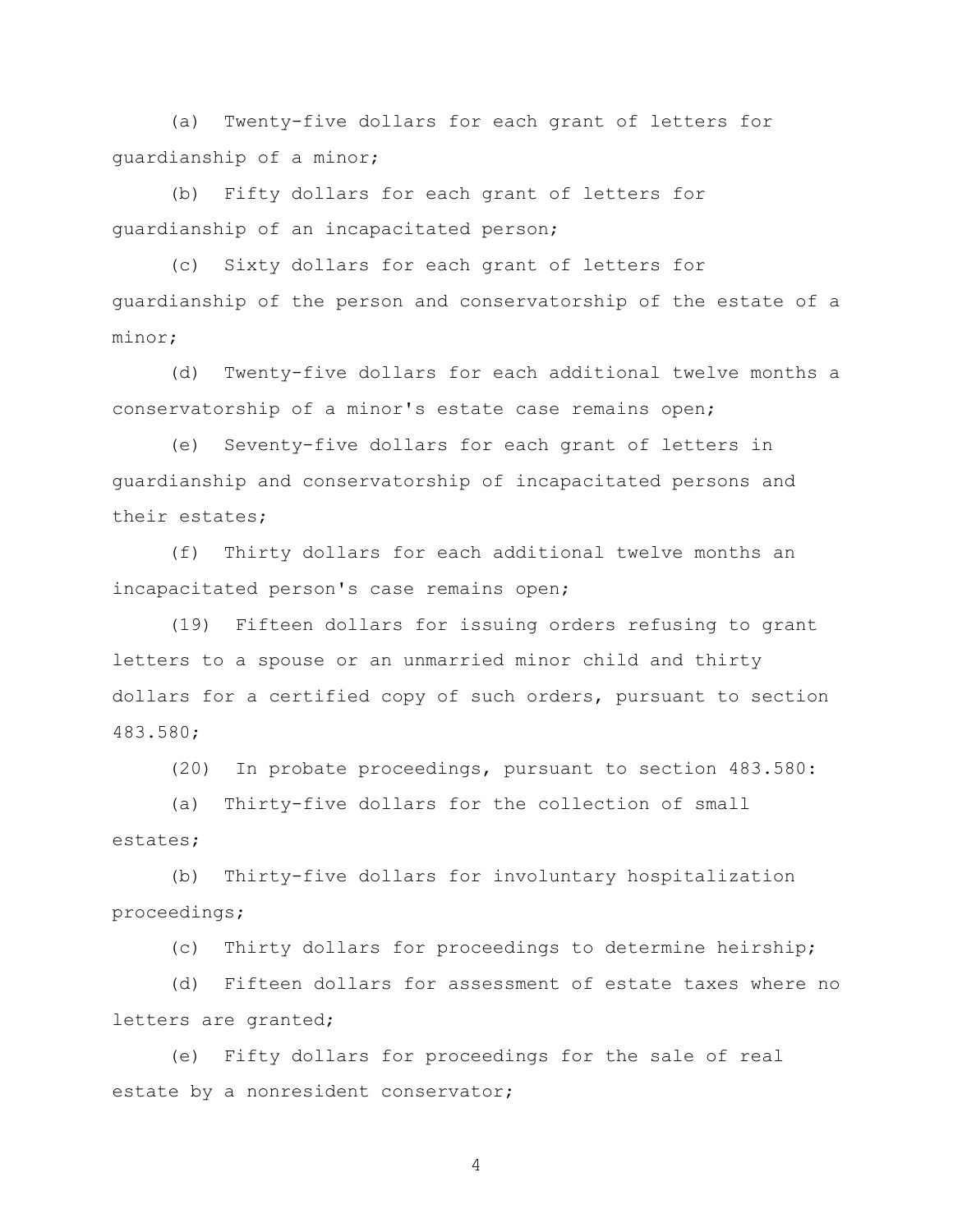(a) Twenty-five dollars for each grant of letters for guardianship of a minor;

(b) Fifty dollars for each grant of letters for guardianship of an incapacitated person;

(c) Sixty dollars for each grant of letters for guardianship of the person and conservatorship of the estate of a minor;

(d) Twenty-five dollars for each additional twelve months a conservatorship of a minor's estate case remains open;

(e) Seventy-five dollars for each grant of letters in guardianship and conservatorship of incapacitated persons and their estates;

(f) Thirty dollars for each additional twelve months an incapacitated person's case remains open;

(19) Fifteen dollars for issuing orders refusing to grant letters to a spouse or an unmarried minor child and thirty dollars for a certified copy of such orders, pursuant to section 483.580;

(20) In probate proceedings, pursuant to section 483.580:

(a) Thirty-five dollars for the collection of small estates;

(b) Thirty-five dollars for involuntary hospitalization proceedings;

(c) Thirty dollars for proceedings to determine heirship;

(d) Fifteen dollars for assessment of estate taxes where no letters are granted;

(e) Fifty dollars for proceedings for the sale of real estate by a nonresident conservator;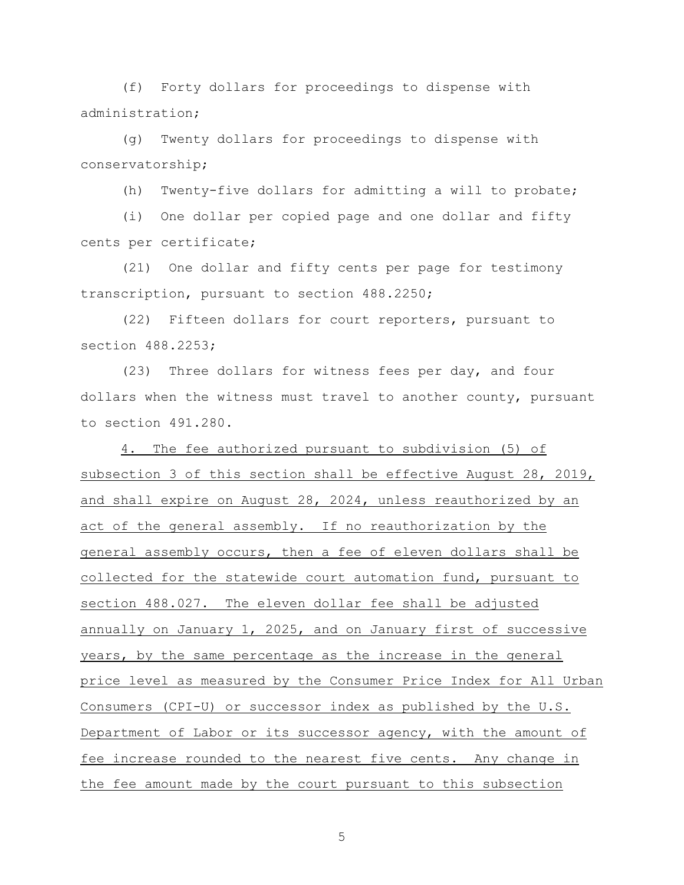(f) Forty dollars for proceedings to dispense with administration;

(g) Twenty dollars for proceedings to dispense with conservatorship;

(h) Twenty-five dollars for admitting a will to probate;

(i) One dollar per copied page and one dollar and fifty cents per certificate;

(21) One dollar and fifty cents per page for testimony transcription, pursuant to section 488.2250;

(22) Fifteen dollars for court reporters, pursuant to section 488.2253;

(23) Three dollars for witness fees per day, and four dollars when the witness must travel to another county, pursuant to section 491.280.

<u>4. The fee authorized pursuant to subdivision (5) of subsection 3 of this section shall be effective August 28, 2019, and shall expire on August 28, 2024, unless reauthorized by an act of the general assembly. If no reauthorization by the general assembly occurs, then a fee of eleven dollars shall be collected for the statewide court automation fund, pursuant to section 488.027. The eleven dollar fee shall be adjusted annually on January 1, 2025, and on January first of successive years, by the same percentage as the increase in the general price level as measured by the Consumer Price Index for All Urban Consumers (CPI-U) or successor index as published by the U.S. Department of Labor or its successor agency, with the amount of fee increase rounded to the nearest five cents. Any change in the fee amount made by the court pursuant to this subsection</u>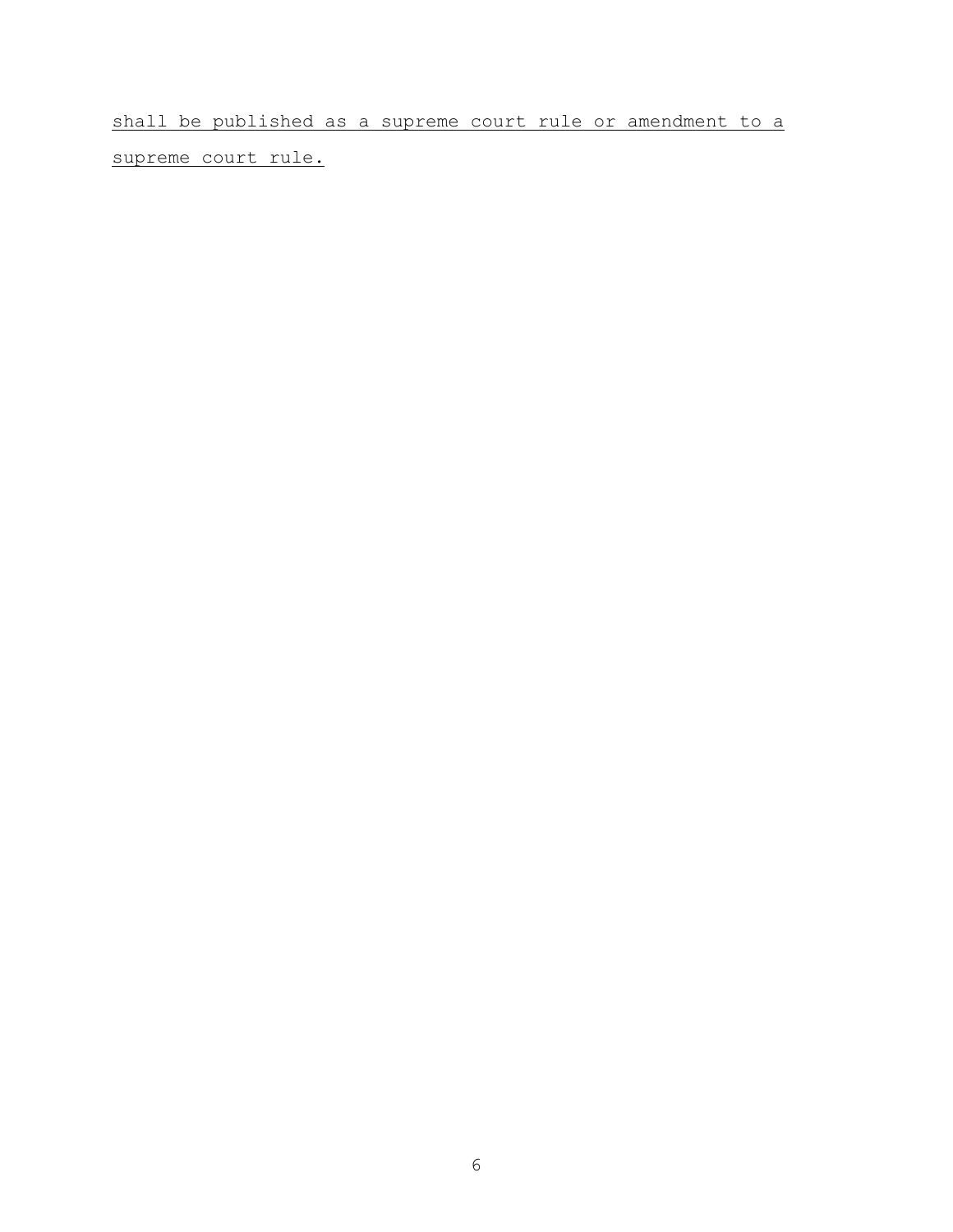<u>shall be published as a supreme court rule or amendment to a supreme court rule.</u>